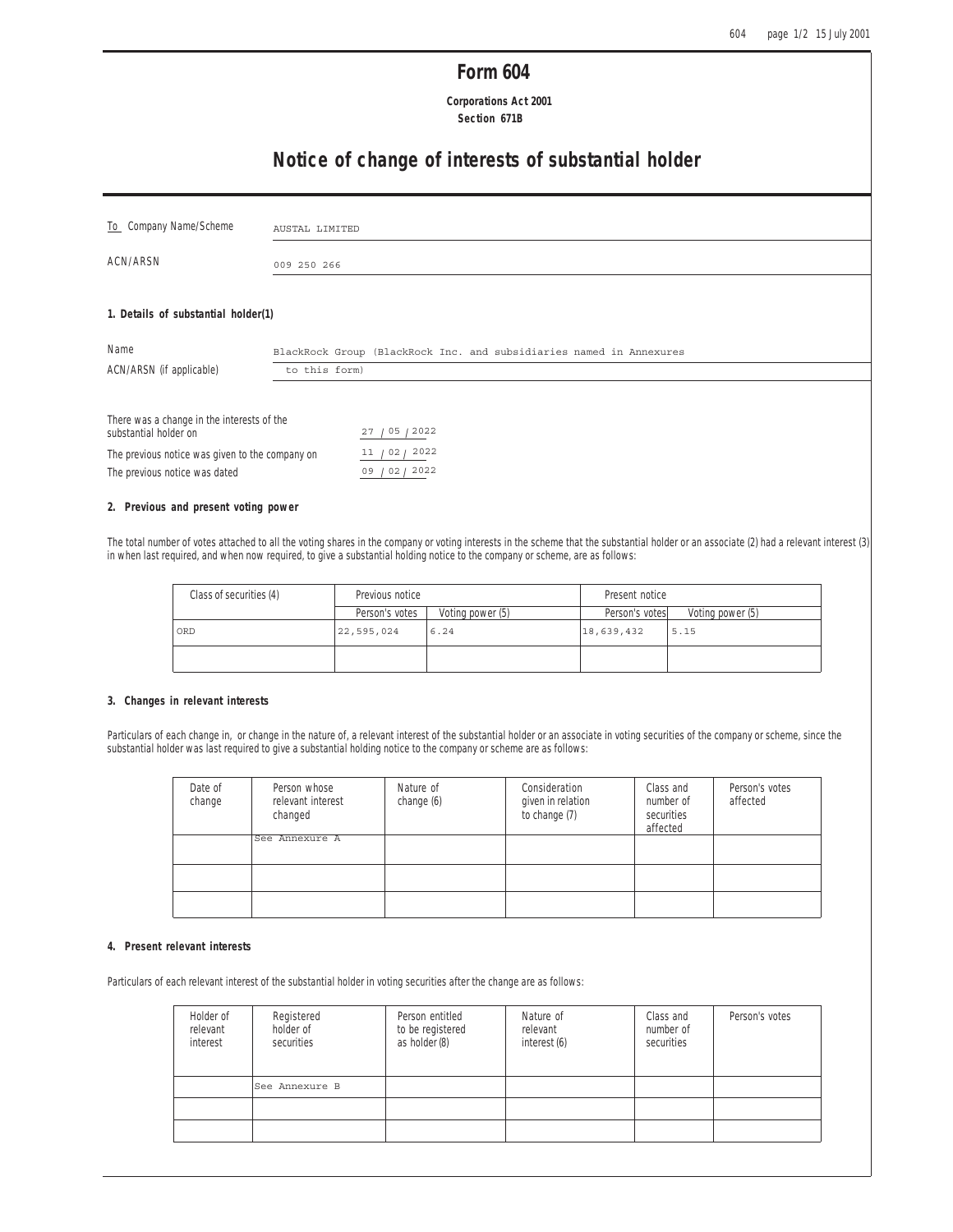# Form 604

**Corporations Act 2001**
**Section 671B**

# Notice of change of interests of substantial holder

To Company Name/Scheme: AUSTAL LIMITED

ACN/ARSN: 009 250 266

### 1. Details of substantial holder(1)

Name: BlackRock Group (BlackRock Inc. and subsidiaries named in Annexures to this form)

ACN/ARSN (if applicable):

There was a change in the interests of the substantial holder on: 27 / 05 / 2022

The previous notice was given to the company on: 11 / 02 / 2022

The previous notice was dated: 09 / 02 / 2022

### 2. Previous and present voting power

The total number of votes attached to all the voting shares in the company or voting interests in the scheme that the substantial holder or an associate (2) had a relevant interest (3) in when last required, and when now required, to give a substantial holding notice to the company or scheme, are as follows:

| Class of securities (4) | Previous notice | | Present notice | |
|---|---|---|---|---|
| | Person's votes | Voting power (5) | Person's votes | Voting power (5) |
| ORD | 22,595,024 | 6.24 | 18,639,432 | 5.15 |
| | | | | |

### 3. Changes in relevant interests

Particulars of each change in, or change in the nature of, a relevant interest of the substantial holder or an associate in voting securities of the company or scheme, since the substantial holder was last required to give a substantial holding notice to the company or scheme are as follows:

| Date of change | Person whose relevant interest changed | Nature of change (6) | Consideration given in relation to change (7) | Class and number of securities affected | Person's votes affected |
|---|---|---|---|---|---|
| | See Annexure A | | | | |
| | | | | | |
| | | | | | |

### 4. Present relevant interests

Particulars of each relevant interest of the substantial holder in voting securities after the change are as follows:

| Holder of relevant interest | Registered holder of securities | Person entitled to be registered as holder (8) | Nature of relevant interest (6) | Class and number of securities | Person's votes |
|---|---|---|---|---|---|
| | See Annexure B | | | | |
| | | | | | |
| | | | | | |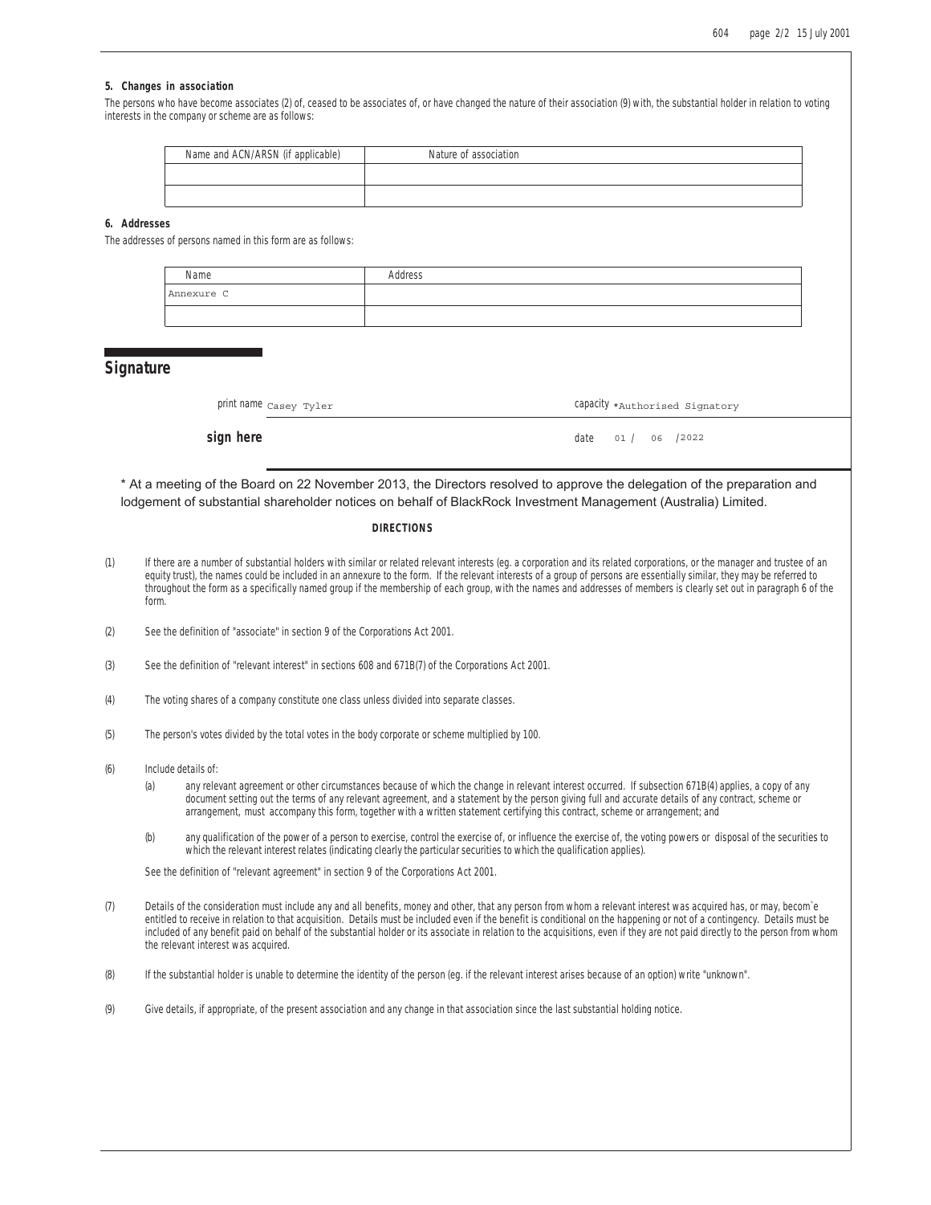### 5. Changes in association

The persons who have become associates (2) of, ceased to be associates of, or have changed the nature of their association (9) with, the substantial holder in relation to voting interests in the company or scheme are as follows:

| Name and ACN/ARSN (if applicable) | Nature of association |
|---|---|
| | |
| | |

### 6. Addresses

The addresses of persons named in this form are as follows:

| Name | Address |
|---|---|
| Annexure C | |
| | |

## Signature

print name Casey Tyler capacity *Authorised Signatory

**sign here** date 01 / 06 /2022

\* At a meeting of the Board on 22 November 2013, the Directors resolved to approve the delegation of the preparation and lodgement of substantial shareholder notices on behalf of BlackRock Investment Management (Australia) Limited.

**DIRECTIONS**

(1) If there are a number of substantial holders with similar or related relevant interests (eg. a corporation and its related corporations, or the manager and trustee of an equity trust), the names could be included in an annexure to the form. If the relevant interests of a group of persons are essentially similar, they may be referred to throughout the form as a specifically named group if the membership of each group, with the names and addresses of members is clearly set out in paragraph 6 of the form.

(2) See the definition of "associate" in section 9 of the Corporations Act 2001.

(3) See the definition of "relevant interest" in sections 608 and 671B(7) of the Corporations Act 2001.

(4) The voting shares of a company constitute one class unless divided into separate classes.

(5) The person's votes divided by the total votes in the body corporate or scheme multiplied by 100.

(6) Include details of:

(a) any relevant agreement or other circumstances because of which the change in relevant interest occurred. If subsection 671B(4) applies, a copy of any document setting out the terms of any relevant agreement, and a statement by the person giving full and accurate details of any contract, scheme or arrangement, must accompany this form, together with a written statement certifying this contract, scheme or arrangement; and

(b) any qualification of the power of a person to exercise, control the exercise of, or influence the exercise of, the voting powers or disposal of the securities to which the relevant interest relates (indicating clearly the particular securities to which the qualification applies).

See the definition of "relevant agreement" in section 9 of the Corporations Act 2001.

(7) Details of the consideration must include any and all benefits, money and other, that any person from whom a relevant interest was acquired has, or may, becom`e entitled to receive in relation to that acquisition. Details must be included even if the benefit is conditional on the happening or not of a contingency. Details must be included of any benefit paid on behalf of the substantial holder or its associate in relation to the acquisitions, even if they are not paid directly to the person from whom the relevant interest was acquired.

(8) If the substantial holder is unable to determine the identity of the person (eg. if the relevant interest arises because of an option) write "unknown".

(9) Give details, if appropriate, of the present association and any change in that association since the last substantial holding notice.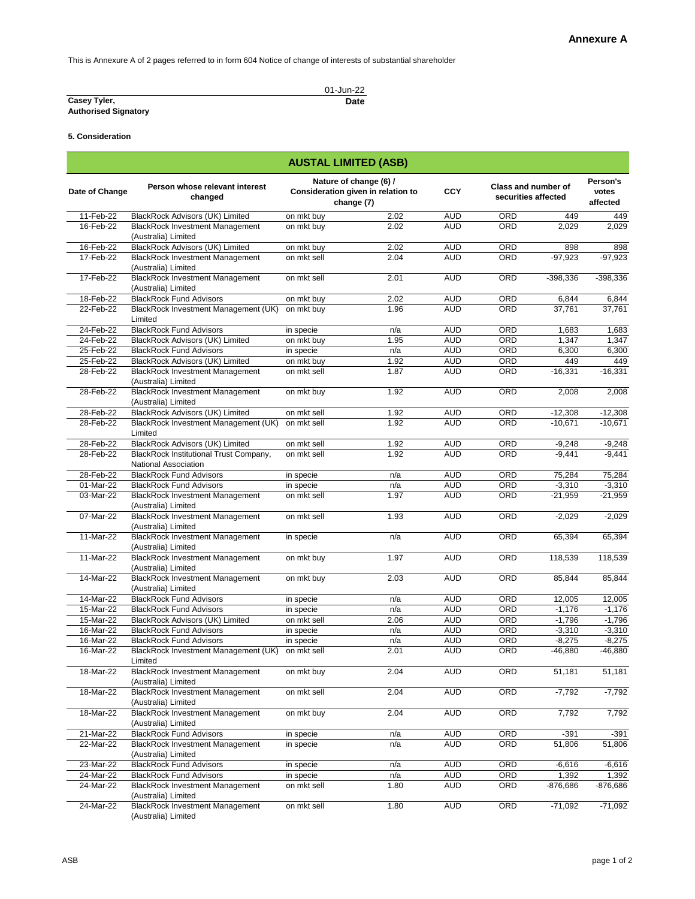**Annexure A**

This is Annexure A of 2 pages referred to in form 604 Notice of change of interests of substantial shareholder

| | 01-Jun-22 |
|---|---|
| **Casey Tyler,** **Authorised Signatory** | **Date** |

**5. Consideration**

| **AUSTAL LIMITED (ASB)** | | | | | | | |
|---|---|---|---|---|---|---|---|
| **Date of Change** | **Person whose relevant interest changed** | **Nature of change (6) / Consideration given in relation to change (7)** | | **CCY** | **Class and number of securities affected** | | **Person's votes affected** |
| 11-Feb-22 | BlackRock Advisors (UK) Limited | on mkt buy | 2.02 | AUD | ORD | 449 | 449 |
| 16-Feb-22 | BlackRock Investment Management (Australia) Limited | on mkt buy | 2.02 | AUD | ORD | 2,029 | 2,029 |
| 16-Feb-22 | BlackRock Advisors (UK) Limited | on mkt buy | 2.02 | AUD | ORD | 898 | 898 |
| 17-Feb-22 | BlackRock Investment Management (Australia) Limited | on mkt sell | 2.04 | AUD | ORD | -97,923 | -97,923 |
| 17-Feb-22 | BlackRock Investment Management (Australia) Limited | on mkt sell | 2.01 | AUD | ORD | -398,336 | -398,336 |
| 18-Feb-22 | BlackRock Fund Advisors | on mkt buy | 2.02 | AUD | ORD | 6,844 | 6,844 |
| 22-Feb-22 | BlackRock Investment Management (UK) Limited | on mkt buy | 1.96 | AUD | ORD | 37,761 | 37,761 |
| 24-Feb-22 | BlackRock Fund Advisors | in specie | n/a | AUD | ORD | 1,683 | 1,683 |
| 24-Feb-22 | BlackRock Advisors (UK) Limited | on mkt buy | 1.95 | AUD | ORD | 1,347 | 1,347 |
| 25-Feb-22 | BlackRock Fund Advisors | in specie | n/a | AUD | ORD | 6,300 | 6,300 |
| 25-Feb-22 | BlackRock Advisors (UK) Limited | on mkt buy | 1.92 | AUD | ORD | 449 | 449 |
| 28-Feb-22 | BlackRock Investment Management (Australia) Limited | on mkt sell | 1.87 | AUD | ORD | -16,331 | -16,331 |
| 28-Feb-22 | BlackRock Investment Management (Australia) Limited | on mkt buy | 1.92 | AUD | ORD | 2,008 | 2,008 |
| 28-Feb-22 | BlackRock Advisors (UK) Limited | on mkt sell | 1.92 | AUD | ORD | -12,308 | -12,308 |
| 28-Feb-22 | BlackRock Investment Management (UK) Limited | on mkt sell | 1.92 | AUD | ORD | -10,671 | -10,671 |
| 28-Feb-22 | BlackRock Advisors (UK) Limited | on mkt sell | 1.92 | AUD | ORD | -9,248 | -9,248 |
| 28-Feb-22 | BlackRock Institutional Trust Company, National Association | on mkt sell | 1.92 | AUD | ORD | -9,441 | -9,441 |
| 28-Feb-22 | BlackRock Fund Advisors | in specie | n/a | AUD | ORD | 75,284 | 75,284 |
| 01-Mar-22 | BlackRock Fund Advisors | in specie | n/a | AUD | ORD | -3,310 | -3,310 |
| 03-Mar-22 | BlackRock Investment Management (Australia) Limited | on mkt sell | 1.97 | AUD | ORD | -21,959 | -21,959 |
| 07-Mar-22 | BlackRock Investment Management (Australia) Limited | on mkt sell | 1.93 | AUD | ORD | -2,029 | -2,029 |
| 11-Mar-22 | BlackRock Investment Management (Australia) Limited | in specie | n/a | AUD | ORD | 65,394 | 65,394 |
| 11-Mar-22 | BlackRock Investment Management (Australia) Limited | on mkt buy | 1.97 | AUD | ORD | 118,539 | 118,539 |
| 14-Mar-22 | BlackRock Investment Management (Australia) Limited | on mkt buy | 2.03 | AUD | ORD | 85,844 | 85,844 |
| 14-Mar-22 | BlackRock Fund Advisors | in specie | n/a | AUD | ORD | 12,005 | 12,005 |
| 15-Mar-22 | BlackRock Fund Advisors | in specie | n/a | AUD | ORD | -1,176 | -1,176 |
| 15-Mar-22 | BlackRock Advisors (UK) Limited | on mkt sell | 2.06 | AUD | ORD | -1,796 | -1,796 |
| 16-Mar-22 | BlackRock Fund Advisors | in specie | n/a | AUD | ORD | -3,310 | -3,310 |
| 16-Mar-22 | BlackRock Fund Advisors | in specie | n/a | AUD | ORD | -8,275 | -8,275 |
| 16-Mar-22 | BlackRock Investment Management (UK) Limited | on mkt sell | 2.01 | AUD | ORD | -46,880 | -46,880 |
| 18-Mar-22 | BlackRock Investment Management (Australia) Limited | on mkt buy | 2.04 | AUD | ORD | 51,181 | 51,181 |
| 18-Mar-22 | BlackRock Investment Management (Australia) Limited | on mkt sell | 2.04 | AUD | ORD | -7,792 | -7,792 |
| 18-Mar-22 | BlackRock Investment Management (Australia) Limited | on mkt buy | 2.04 | AUD | ORD | 7,792 | 7,792 |
| 21-Mar-22 | BlackRock Fund Advisors | in specie | n/a | AUD | ORD | -391 | -391 |
| 22-Mar-22 | BlackRock Investment Management (Australia) Limited | in specie | n/a | AUD | ORD | 51,806 | 51,806 |
| 23-Mar-22 | BlackRock Fund Advisors | in specie | n/a | AUD | ORD | -6,616 | -6,616 |
| 24-Mar-22 | BlackRock Fund Advisors | in specie | n/a | AUD | ORD | 1,392 | 1,392 |
| 24-Mar-22 | BlackRock Investment Management (Australia) Limited | on mkt sell | 1.80 | AUD | ORD | -876,686 | -876,686 |
| 24-Mar-22 | BlackRock Investment Management (Australia) Limited | on mkt sell | 1.80 | AUD | ORD | -71,092 | -71,092 |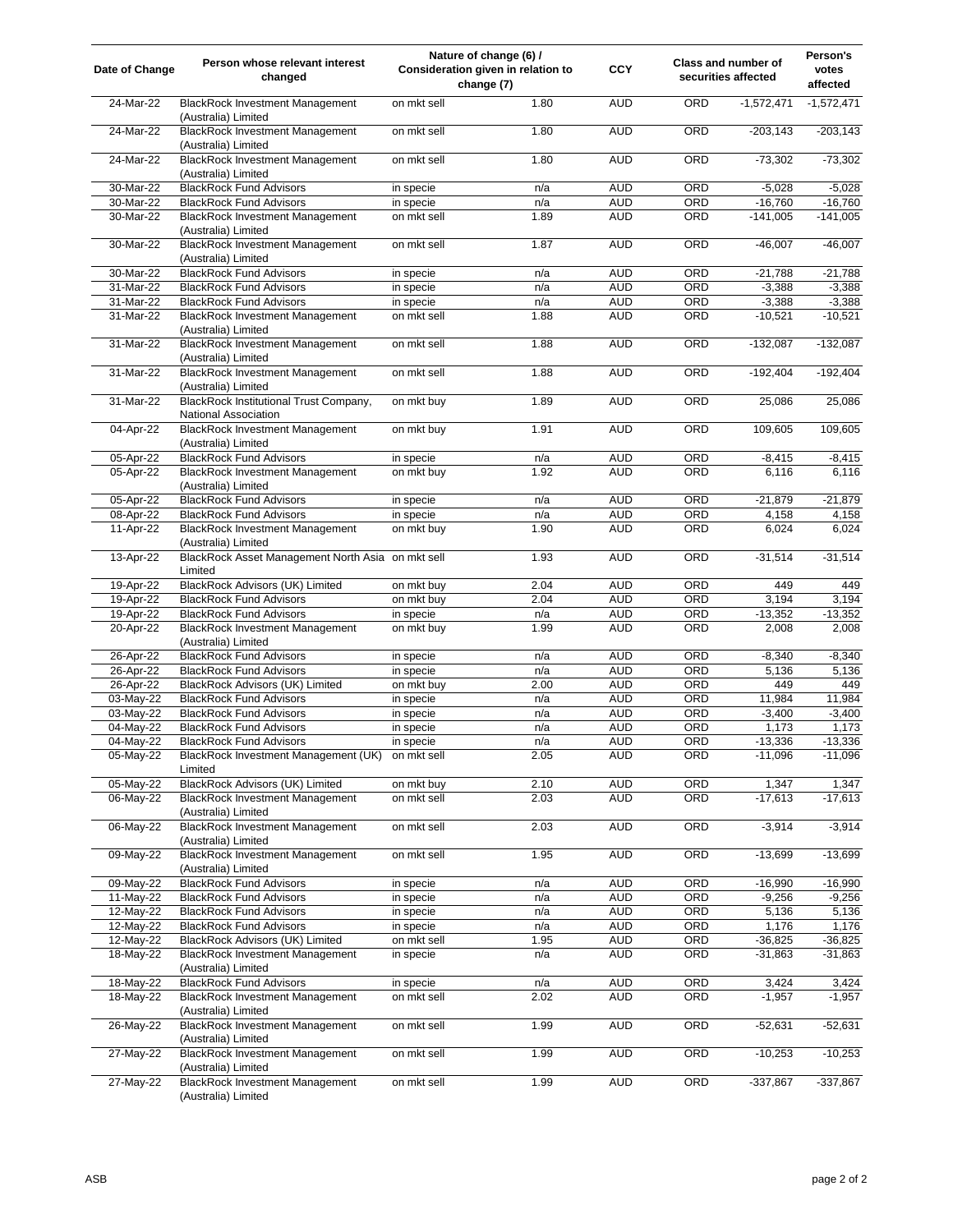| Date of Change | Person whose relevant interest changed | Nature of change (6) / Consideration given in relation to change (7) | | CCY | Class and number of securities affected | | Person's votes affected |
|---|---|---|---|---|---|---|---|
| 24-Mar-22 | BlackRock Investment Management (Australia) Limited | on mkt sell | 1.80 | AUD | ORD | -1,572,471 | -1,572,471 |
| 24-Mar-22 | BlackRock Investment Management (Australia) Limited | on mkt sell | 1.80 | AUD | ORD | -203,143 | -203,143 |
| 24-Mar-22 | BlackRock Investment Management (Australia) Limited | on mkt sell | 1.80 | AUD | ORD | -73,302 | -73,302 |
| 30-Mar-22 | BlackRock Fund Advisors | in specie | n/a | AUD | ORD | -5,028 | -5,028 |
| 30-Mar-22 | BlackRock Fund Advisors | in specie | n/a | AUD | ORD | -16,760 | -16,760 |
| 30-Mar-22 | BlackRock Investment Management (Australia) Limited | on mkt sell | 1.89 | AUD | ORD | -141,005 | -141,005 |
| 30-Mar-22 | BlackRock Investment Management (Australia) Limited | on mkt sell | 1.87 | AUD | ORD | -46,007 | -46,007 |
| 30-Mar-22 | BlackRock Fund Advisors | in specie | n/a | AUD | ORD | -21,788 | -21,788 |
| 31-Mar-22 | BlackRock Fund Advisors | in specie | n/a | AUD | ORD | -3,388 | -3,388 |
| 31-Mar-22 | BlackRock Fund Advisors | in specie | n/a | AUD | ORD | -3,388 | -3,388 |
| 31-Mar-22 | BlackRock Investment Management (Australia) Limited | on mkt sell | 1.88 | AUD | ORD | -10,521 | -10,521 |
| 31-Mar-22 | BlackRock Investment Management (Australia) Limited | on mkt sell | 1.88 | AUD | ORD | -132,087 | -132,087 |
| 31-Mar-22 | BlackRock Investment Management (Australia) Limited | on mkt sell | 1.88 | AUD | ORD | -192,404 | -192,404 |
| 31-Mar-22 | BlackRock Institutional Trust Company, National Association | on mkt buy | 1.89 | AUD | ORD | 25,086 | 25,086 |
| 04-Apr-22 | BlackRock Investment Management (Australia) Limited | on mkt buy | 1.91 | AUD | ORD | 109,605 | 109,605 |
| 05-Apr-22 | BlackRock Fund Advisors | in specie | n/a | AUD | ORD | -8,415 | -8,415 |
| 05-Apr-22 | BlackRock Investment Management (Australia) Limited | on mkt buy | 1.92 | AUD | ORD | 6,116 | 6,116 |
| 05-Apr-22 | BlackRock Fund Advisors | in specie | n/a | AUD | ORD | -21,879 | -21,879 |
| 08-Apr-22 | BlackRock Fund Advisors | in specie | n/a | AUD | ORD | 4,158 | 4,158 |
| 11-Apr-22 | BlackRock Investment Management (Australia) Limited | on mkt buy | 1.90 | AUD | ORD | 6,024 | 6,024 |
| 13-Apr-22 | BlackRock Asset Management North Asia Limited | on mkt sell | 1.93 | AUD | ORD | -31,514 | -31,514 |
| 19-Apr-22 | BlackRock Advisors (UK) Limited | on mkt buy | 2.04 | AUD | ORD | 449 | 449 |
| 19-Apr-22 | BlackRock Fund Advisors | on mkt buy | 2.04 | AUD | ORD | 3,194 | 3,194 |
| 19-Apr-22 | BlackRock Fund Advisors | in specie | n/a | AUD | ORD | -13,352 | -13,352 |
| 20-Apr-22 | BlackRock Investment Management (Australia) Limited | on mkt buy | 1.99 | AUD | ORD | 2,008 | 2,008 |
| 26-Apr-22 | BlackRock Fund Advisors | in specie | n/a | AUD | ORD | -8,340 | -8,340 |
| 26-Apr-22 | BlackRock Fund Advisors | in specie | n/a | AUD | ORD | 5,136 | 5,136 |
| 26-Apr-22 | BlackRock Advisors (UK) Limited | on mkt buy | 2.00 | AUD | ORD | 449 | 449 |
| 03-May-22 | BlackRock Fund Advisors | in specie | n/a | AUD | ORD | 11,984 | 11,984 |
| 03-May-22 | BlackRock Fund Advisors | in specie | n/a | AUD | ORD | -3,400 | -3,400 |
| 04-May-22 | BlackRock Fund Advisors | in specie | n/a | AUD | ORD | 1,173 | 1,173 |
| 04-May-22 | BlackRock Fund Advisors | in specie | n/a | AUD | ORD | -13,336 | -13,336 |
| 05-May-22 | BlackRock Investment Management (UK) Limited | on mkt sell | 2.05 | AUD | ORD | -11,096 | -11,096 |
| 05-May-22 | BlackRock Advisors (UK) Limited | on mkt buy | 2.10 | AUD | ORD | 1,347 | 1,347 |
| 06-May-22 | BlackRock Investment Management (Australia) Limited | on mkt sell | 2.03 | AUD | ORD | -17,613 | -17,613 |
| 06-May-22 | BlackRock Investment Management (Australia) Limited | on mkt sell | 2.03 | AUD | ORD | -3,914 | -3,914 |
| 09-May-22 | BlackRock Investment Management (Australia) Limited | on mkt sell | 1.95 | AUD | ORD | -13,699 | -13,699 |
| 09-May-22 | BlackRock Fund Advisors | in specie | n/a | AUD | ORD | -16,990 | -16,990 |
| 11-May-22 | BlackRock Fund Advisors | in specie | n/a | AUD | ORD | -9,256 | -9,256 |
| 12-May-22 | BlackRock Fund Advisors | in specie | n/a | AUD | ORD | 5,136 | 5,136 |
| 12-May-22 | BlackRock Fund Advisors | in specie | n/a | AUD | ORD | 1,176 | 1,176 |
| 12-May-22 | BlackRock Advisors (UK) Limited | on mkt sell | 1.95 | AUD | ORD | -36,825 | -36,825 |
| 18-May-22 | BlackRock Investment Management (Australia) Limited | in specie | n/a | AUD | ORD | -31,863 | -31,863 |
| 18-May-22 | BlackRock Fund Advisors | in specie | n/a | AUD | ORD | 3,424 | 3,424 |
| 18-May-22 | BlackRock Investment Management (Australia) Limited | on mkt sell | 2.02 | AUD | ORD | -1,957 | -1,957 |
| 26-May-22 | BlackRock Investment Management (Australia) Limited | on mkt sell | 1.99 | AUD | ORD | -52,631 | -52,631 |
| 27-May-22 | BlackRock Investment Management (Australia) Limited | on mkt sell | 1.99 | AUD | ORD | -10,253 | -10,253 |
| 27-May-22 | BlackRock Investment Management (Australia) Limited | on mkt sell | 1.99 | AUD | ORD | -337,867 | -337,867 |

ASB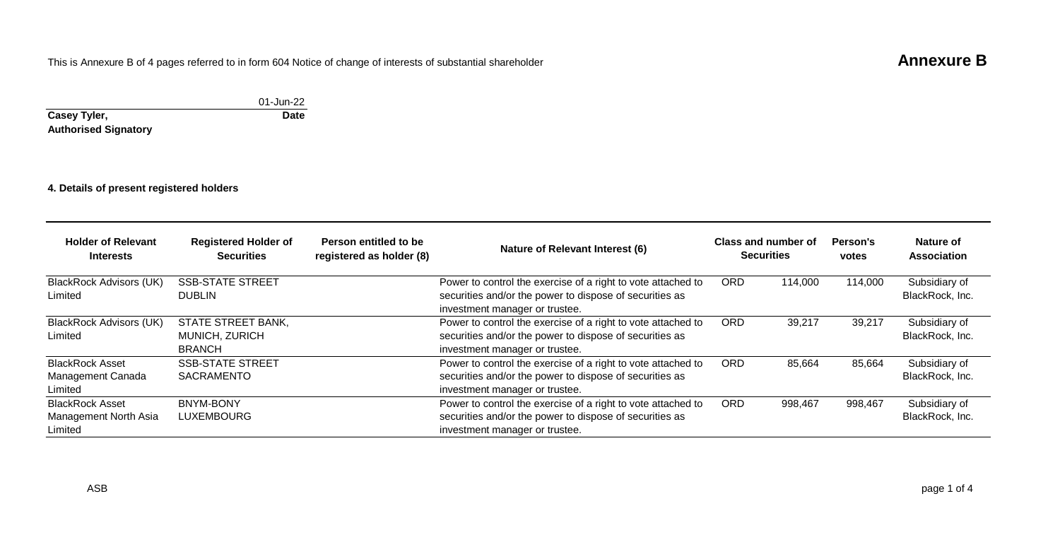This is Annexure B of 4 pages referred to in form 604 Notice of change of interests of substantial shareholder

# Annexure B

| | |
|---|---|
| | 01-Jun-22 |
| **Casey Tyler,** | **Date** |
| **Authorised Signatory** | |

**4. Details of present registered holders**

| Holder of Relevant Interests | Registered Holder of Securities | Person entitled to be registered as holder (8) | Nature of Relevant Interest (6) | Class and number of Securities | | Person's votes | Nature of Association |
|---|---|---|---|---|---|---|---|
| BlackRock Advisors (UK) Limited | SSB-STATE STREET DUBLIN | | Power to control the exercise of a right to vote attached to securities and/or the power to dispose of securities as investment manager or trustee. | ORD | 114,000 | 114,000 | Subsidiary of BlackRock, Inc. |
| BlackRock Advisors (UK) Limited | STATE STREET BANK, MUNICH, ZURICH BRANCH | | Power to control the exercise of a right to vote attached to securities and/or the power to dispose of securities as investment manager or trustee. | ORD | 39,217 | 39,217 | Subsidiary of BlackRock, Inc. |
| BlackRock Asset Management Canada Limited | SSB-STATE STREET SACRAMENTO | | Power to control the exercise of a right to vote attached to securities and/or the power to dispose of securities as investment manager or trustee. | ORD | 85,664 | 85,664 | Subsidiary of BlackRock, Inc. |
| BlackRock Asset Management North Asia Limited | BNYM-BONY LUXEMBOURG | | Power to control the exercise of a right to vote attached to securities and/or the power to dispose of securities as investment manager or trustee. | ORD | 998,467 | 998,467 | Subsidiary of BlackRock, Inc. |

ASB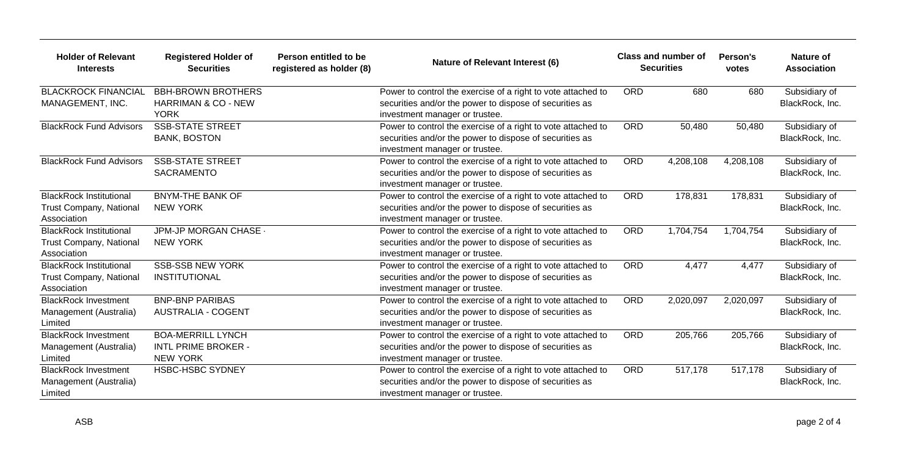| Holder of Relevant Interests | Registered Holder of Securities | Person entitled to be registered as holder (8) | Nature of Relevant Interest (6) | Class and number of Securities | | Person's votes | Nature of Association |
|---|---|---|---|---|---|---|---|
| BLACKROCK FINANCIAL MANAGEMENT, INC. | BBH-BROWN BROTHERS HARRIMAN & CO - NEW YORK | | Power to control the exercise of a right to vote attached to securities and/or the power to dispose of securities as investment manager or trustee. | ORD | 680 | 680 | Subsidiary of BlackRock, Inc. |
| BlackRock Fund Advisors | SSB-STATE STREET BANK, BOSTON | | Power to control the exercise of a right to vote attached to securities and/or the power to dispose of securities as investment manager or trustee. | ORD | 50,480 | 50,480 | Subsidiary of BlackRock, Inc. |
| BlackRock Fund Advisors | SSB-STATE STREET SACRAMENTO | | Power to control the exercise of a right to vote attached to securities and/or the power to dispose of securities as investment manager or trustee. | ORD | 4,208,108 | 4,208,108 | Subsidiary of BlackRock, Inc. |
| BlackRock Institutional Trust Company, National Association | BNYM-THE BANK OF NEW YORK | | Power to control the exercise of a right to vote attached to securities and/or the power to dispose of securities as investment manager or trustee. | ORD | 178,831 | 178,831 | Subsidiary of BlackRock, Inc. |
| BlackRock Institutional Trust Company, National Association | JPM-JP MORGAN CHASE - NEW YORK | | Power to control the exercise of a right to vote attached to securities and/or the power to dispose of securities as investment manager or trustee. | ORD | 1,704,754 | 1,704,754 | Subsidiary of BlackRock, Inc. |
| BlackRock Institutional Trust Company, National Association | SSB-SSB NEW YORK INSTITUTIONAL | | Power to control the exercise of a right to vote attached to securities and/or the power to dispose of securities as investment manager or trustee. | ORD | 4,477 | 4,477 | Subsidiary of BlackRock, Inc. |
| BlackRock Investment Management (Australia) Limited | BNP-BNP PARIBAS AUSTRALIA - COGENT | | Power to control the exercise of a right to vote attached to securities and/or the power to dispose of securities as investment manager or trustee. | ORD | 2,020,097 | 2,020,097 | Subsidiary of BlackRock, Inc. |
| BlackRock Investment Management (Australia) Limited | BOA-MERRILL LYNCH INTL PRIME BROKER - NEW YORK | | Power to control the exercise of a right to vote attached to securities and/or the power to dispose of securities as investment manager or trustee. | ORD | 205,766 | 205,766 | Subsidiary of BlackRock, Inc. |
| BlackRock Investment Management (Australia) Limited | HSBC-HSBC SYDNEY | | Power to control the exercise of a right to vote attached to securities and/or the power to dispose of securities as investment manager or trustee. | ORD | 517,178 | 517,178 | Subsidiary of BlackRock, Inc. |

ASB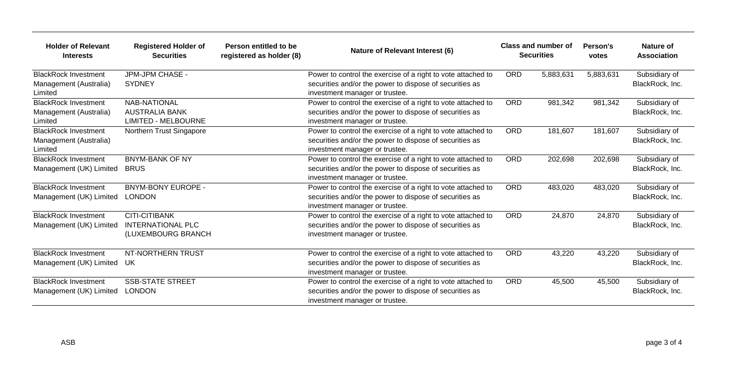| Holder of Relevant Interests | Registered Holder of Securities | Person entitled to be registered as holder (8) | Nature of Relevant Interest (6) | Class and number of Securities | | Person's votes | Nature of Association |
|---|---|---|---|---|---|---|---|
| BlackRock Investment Management (Australia) Limited | JPM-JPM CHASE - SYDNEY | | Power to control the exercise of a right to vote attached to securities and/or the power to dispose of securities as investment manager or trustee. | ORD | 5,883,631 | 5,883,631 | Subsidiary of BlackRock, Inc. |
| BlackRock Investment Management (Australia) Limited | NAB-NATIONAL AUSTRALIA BANK LIMITED - MELBOURNE | | Power to control the exercise of a right to vote attached to securities and/or the power to dispose of securities as investment manager or trustee. | ORD | 981,342 | 981,342 | Subsidiary of BlackRock, Inc. |
| BlackRock Investment Management (Australia) Limited | Northern Trust Singapore | | Power to control the exercise of a right to vote attached to securities and/or the power to dispose of securities as investment manager or trustee. | ORD | 181,607 | 181,607 | Subsidiary of BlackRock, Inc. |
| BlackRock Investment Management (UK) Limited | BNYM-BANK OF NY BRUS | | Power to control the exercise of a right to vote attached to securities and/or the power to dispose of securities as investment manager or trustee. | ORD | 202,698 | 202,698 | Subsidiary of BlackRock, Inc. |
| BlackRock Investment Management (UK) Limited | BNYM-BONY EUROPE - LONDON | | Power to control the exercise of a right to vote attached to securities and/or the power to dispose of securities as investment manager or trustee. | ORD | 483,020 | 483,020 | Subsidiary of BlackRock, Inc. |
| BlackRock Investment Management (UK) Limited | CITI-CITIBANK INTERNATIONAL PLC (LUXEMBOURG BRANCH | | Power to control the exercise of a right to vote attached to securities and/or the power to dispose of securities as investment manager or trustee. | ORD | 24,870 | 24,870 | Subsidiary of BlackRock, Inc. |
| BlackRock Investment Management (UK) Limited | NT-NORTHERN TRUST UK | | Power to control the exercise of a right to vote attached to securities and/or the power to dispose of securities as investment manager or trustee. | ORD | 43,220 | 43,220 | Subsidiary of BlackRock, Inc. |
| BlackRock Investment Management (UK) Limited | SSB-STATE STREET LONDON | | Power to control the exercise of a right to vote attached to securities and/or the power to dispose of securities as investment manager or trustee. | ORD | 45,500 | 45,500 | Subsidiary of BlackRock, Inc. |

ASB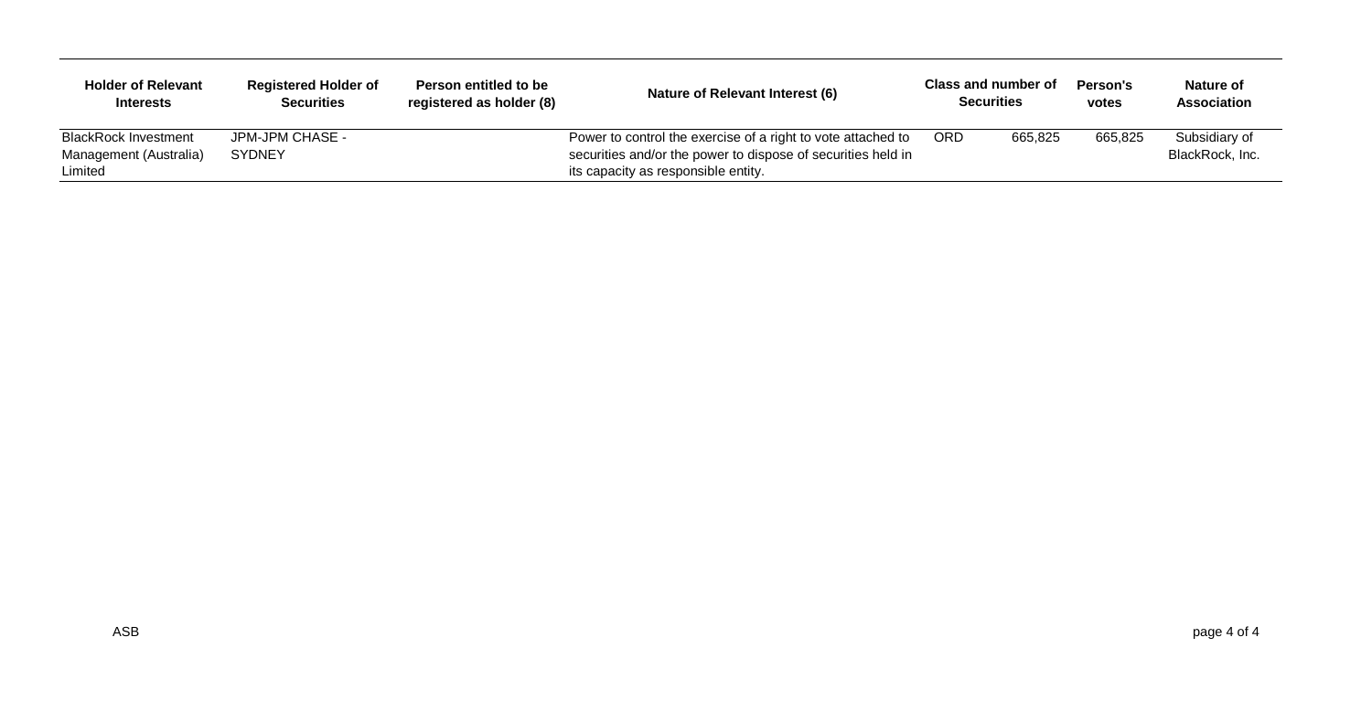| Holder of Relevant Interests | Registered Holder of Securities | Person entitled to be registered as holder (8) | Nature of Relevant Interest (6) | Class and number of Securities | | Person's votes | Nature of Association |
|---|---|---|---|---|---|---|---|
| BlackRock Investment Management (Australia) Limited | JPM-JPM CHASE - SYDNEY | | Power to control the exercise of a right to vote attached to securities and/or the power to dispose of securities held in its capacity as responsible entity. | ORD | 665,825 | 665,825 | Subsidiary of BlackRock, Inc. |

ASB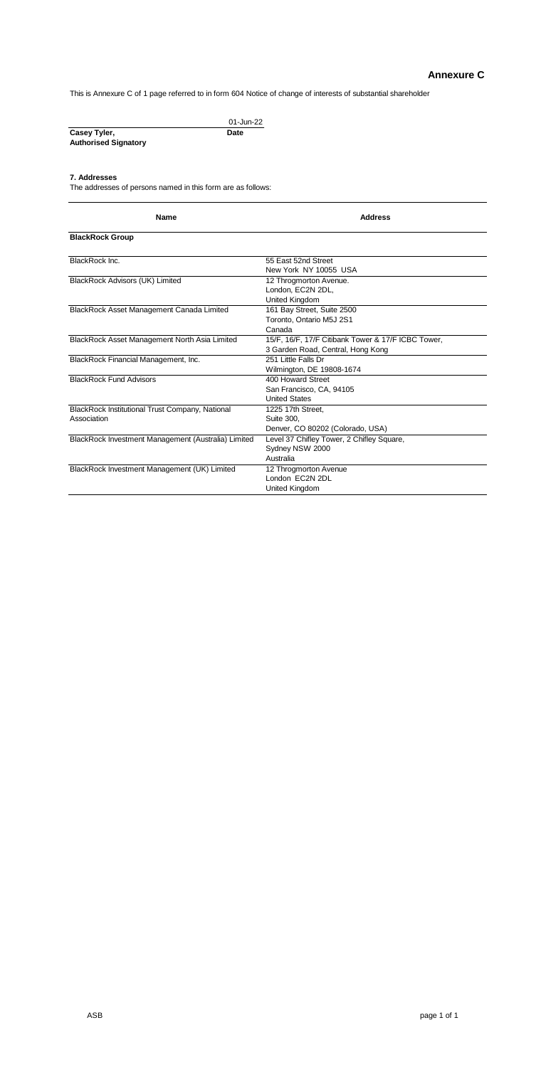## Annexure C

This is Annexure C of 1 page referred to in form 604 Notice of change of interests of substantial shareholder

| | |
|---|---|
| | 01-Jun-22 |
| **Casey Tyler,** **Authorised Signatory** | **Date** |

**7. Addresses**

The addresses of persons named in this form are as follows:

| Name | Address |
|---|---|
| **BlackRock Group** | |
| BlackRock Inc. | 55 East 52nd Street<br>New York NY 10055 USA |
| BlackRock Advisors (UK) Limited | 12 Throgmorton Avenue.<br>London, EC2N 2DL,<br>United Kingdom |
| BlackRock Asset Management Canada Limited | 161 Bay Street, Suite 2500<br>Toronto, Ontario M5J 2S1<br>Canada |
| BlackRock Asset Management North Asia Limited | 15/F, 16/F, 17/F Citibank Tower & 17/F ICBC Tower,<br>3 Garden Road, Central, Hong Kong |
| BlackRock Financial Management, Inc. | 251 Little Falls Dr<br>Wilmington, DE 19808-1674 |
| BlackRock Fund Advisors | 400 Howard Street<br>San Francisco, CA, 94105<br>United States |
| BlackRock Institutional Trust Company, National Association | 1225 17th Street,<br>Suite 300,<br>Denver, CO 80202 (Colorado, USA) |
| BlackRock Investment Management (Australia) Limited | Level 37 Chifley Tower, 2 Chifley Square,<br>Sydney NSW 2000<br>Australia |
| BlackRock Investment Management (UK) Limited | 12 Throgmorton Avenue<br>London EC2N 2DL<br>United Kingdom |

ASB